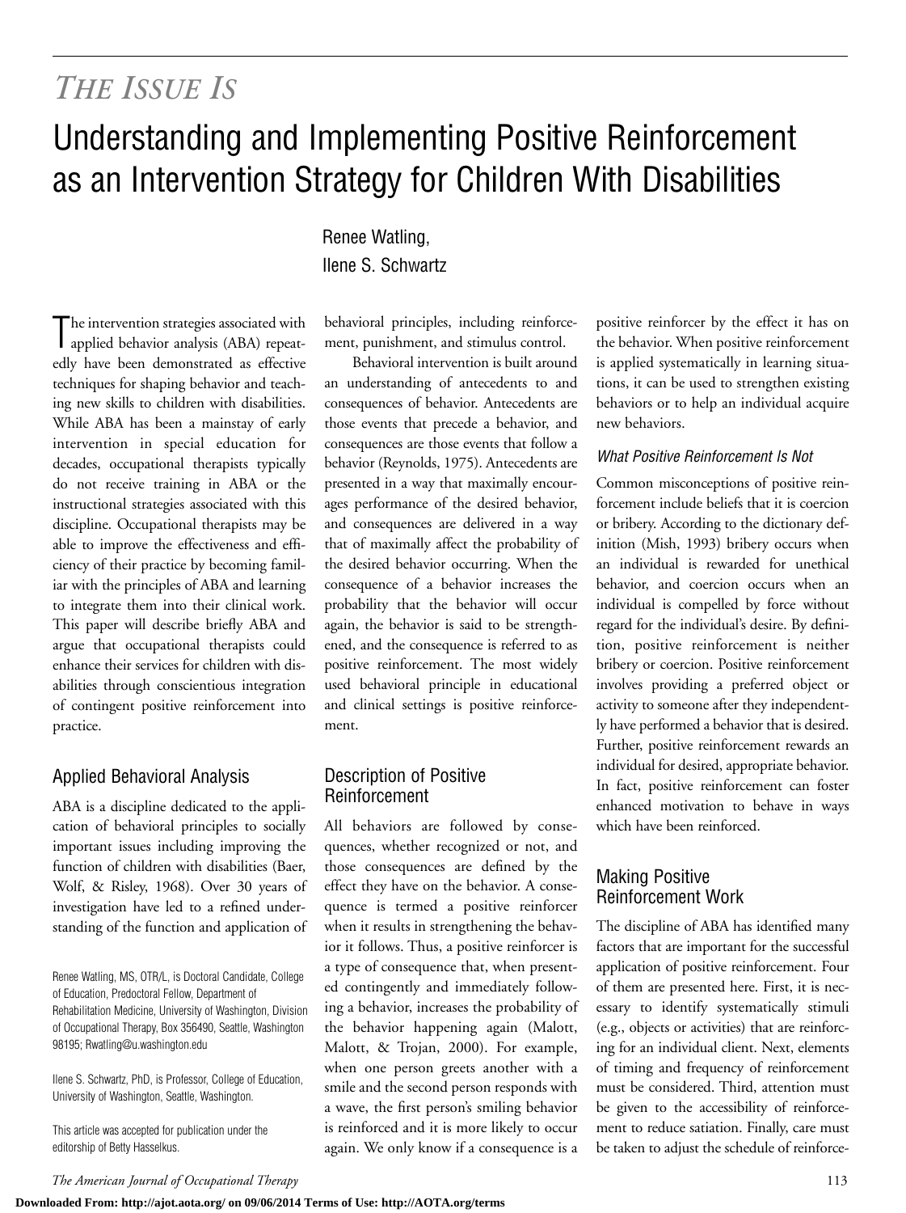*THE ISSUE IS*

# Understanding and Implementing Positive Reinforcement as an Intervention Strategy for Children With Disabilities

Renee Watling,
Ilene S. Schwartz

The intervention strategies associated with applied behavior analysis (ABA) repeatedly have been demonstrated as effective techniques for shaping behavior and teaching new skills to children with disabilities. While ABA has been a mainstay of early intervention in special education for decades, occupational therapists typically do not receive training in ABA or the instructional strategies associated with this discipline. Occupational therapists may be able to improve the effectiveness and efficiency of their practice by becoming familiar with the principles of ABA and learning to integrate them into their clinical work. This paper will describe briefly ABA and argue that occupational therapists could enhance their services for children with disabilities through conscientious integration of contingent positive reinforcement into practice.

## Applied Behavioral Analysis

ABA is a discipline dedicated to the application of behavioral principles to socially important issues including improving the function of children with disabilities (Baer, Wolf, & Risley, 1968). Over 30 years of investigation have led to a refined understanding of the function and application of behavioral principles, including reinforcement, punishment, and stimulus control.

Behavioral intervention is built around an understanding of antecedents to and consequences of behavior. Antecedents are those events that precede a behavior, and consequences are those events that follow a behavior (Reynolds, 1975). Antecedents are presented in a way that maximally encourages performance of the desired behavior, and consequences are delivered in a way that of maximally affect the probability of the desired behavior occurring. When the consequence of a behavior increases the probability that the behavior will occur again, the behavior is said to be strengthened, and the consequence is referred to as positive reinforcement. The most widely used behavioral principle in educational and clinical settings is positive reinforcement.

## Description of Positive Reinforcement

All behaviors are followed by consequences, whether recognized or not, and those consequences are defined by the effect they have on the behavior. A consequence is termed a positive reinforcer when it results in strengthening the behavior it follows. Thus, a positive reinforcer is a type of consequence that, when presented contingently and immediately following a behavior, increases the probability of the behavior happening again (Malott, Malott, & Trojan, 2000). For example, when one person greets another with a smile and the second person responds with a wave, the first person's smiling behavior is reinforced and it is more likely to occur again. We only know if a consequence is a positive reinforcer by the effect it has on the behavior. When positive reinforcement is applied systematically in learning situations, it can be used to strengthen existing behaviors or to help an individual acquire new behaviors.

### *What Positive Reinforcement Is Not*

Common misconceptions of positive reinforcement include beliefs that it is coercion or bribery. According to the dictionary definition (Mish, 1993) bribery occurs when an individual is rewarded for unethical behavior, and coercion occurs when an individual is compelled by force without regard for the individual's desire. By definition, positive reinforcement is neither bribery or coercion. Positive reinforcement involves providing a preferred object or activity to someone after they independently have performed a behavior that is desired. Further, positive reinforcement rewards an individual for desired, appropriate behavior. In fact, positive reinforcement can foster enhanced motivation to behave in ways which have been reinforced.

## Making Positive Reinforcement Work

The discipline of ABA has identified many factors that are important for the successful application of positive reinforcement. Four of them are presented here. First, it is necessary to identify systematically stimuli (e.g., objects or activities) that are reinforcing for an individual client. Next, elements of timing and frequency of reinforcement must be considered. Third, attention must be given to the accessibility of reinforcement to reduce satiation. Finally, care must be taken to adjust the schedule of reinforce-

Renee Watling, MS, OTR/L, is Doctoral Candidate, College of Education, Predoctoral Fellow, Department of Rehabilitation Medicine, University of Washington, Division of Occupational Therapy, Box 356490, Seattle, Washington 98195; Rwatling@u.washington.edu

Ilene S. Schwartz, PhD, is Professor, College of Education, University of Washington, Seattle, Washington.

This article was accepted for publication under the editorship of Betty Hasselkus.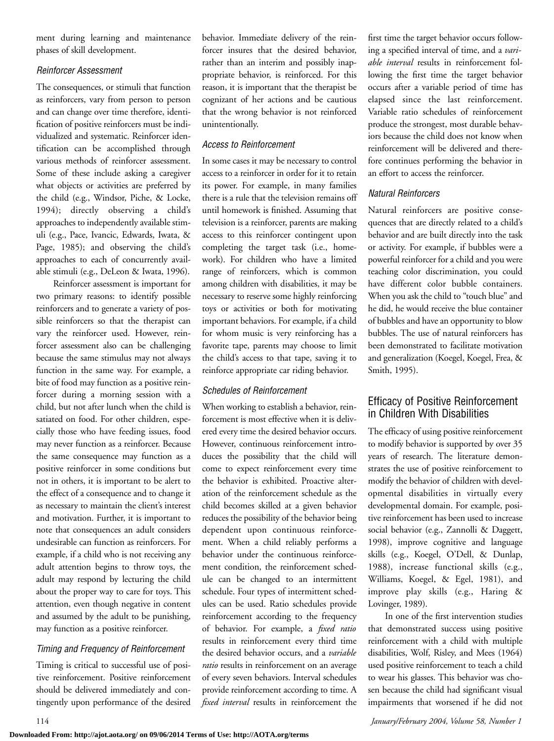ment during learning and maintenance phases of skill development.

### Reinforcer Assessment

The consequences, or stimuli that function as reinforcers, vary from person to person and can change over time therefore, identification of positive reinforcers must be individualized and systematic. Reinforcer identification can be accomplished through various methods of reinforcer assessment. Some of these include asking a caregiver what objects or activities are preferred by the child (e.g., Windsor, Piche, & Locke, 1994); directly observing a child's approaches to independently available stimuli (e.g., Pace, Ivancic, Edwards, Iwata, & Page, 1985); and observing the child's approaches to each of concurrently available stimuli (e.g., DeLeon & Iwata, 1996).

Reinforcer assessment is important for two primary reasons: to identify possible reinforcers and to generate a variety of possible reinforcers so that the therapist can vary the reinforcer used. However, reinforcer assessment also can be challenging because the same stimulus may not always function in the same way. For example, a bite of food may function as a positive reinforcer during a morning session with a child, but not after lunch when the child is satiated on food. For other children, especially those who have feeding issues, food may never function as a reinforcer. Because the same consequence may function as a positive reinforcer in some conditions but not in others, it is important to be alert to the effect of a consequence and to change it as necessary to maintain the client's interest and motivation. Further, it is important to note that consequences an adult considers undesirable can function as reinforcers. For example, if a child who is not receiving any adult attention begins to throw toys, the adult may respond by lecturing the child about the proper way to care for toys. This attention, even though negative in content and assumed by the adult to be punishing, may function as a positive reinforcer.

### Timing and Frequency of Reinforcement

Timing is critical to successful use of positive reinforcement. Positive reinforcement should be delivered immediately and contingently upon performance of the desired behavior. Immediate delivery of the reinforcer insures that the desired behavior, rather than an interim and possibly inappropriate behavior, is reinforced. For this reason, it is important that the therapist be cognizant of her actions and be cautious that the wrong behavior is not reinforced unintentionally.

### Access to Reinforcement

In some cases it may be necessary to control access to a reinforcer in order for it to retain its power. For example, in many families there is a rule that the television remains off until homework is finished. Assuming that television is a reinforcer, parents are making access to this reinforcer contingent upon completing the target task (i.e., homework). For children who have a limited range of reinforcers, which is common among children with disabilities, it may be necessary to reserve some highly reinforcing toys or activities or both for motivating important behaviors. For example, if a child for whom music is very reinforcing has a favorite tape, parents may choose to limit the child's access to that tape, saving it to reinforce appropriate car riding behavior.

### Schedules of Reinforcement

When working to establish a behavior, reinforcement is most effective when it is delivered every time the desired behavior occurs. However, continuous reinforcement introduces the possibility that the child will come to expect reinforcement every time the behavior is exhibited. Proactive alteration of the reinforcement schedule as the child becomes skilled at a given behavior reduces the possibility of the behavior being dependent upon continuous reinforcement. When a child reliably performs a behavior under the continuous reinforcement condition, the reinforcement schedule can be changed to an intermittent schedule. Four types of intermittent schedules can be used. Ratio schedules provide reinforcement according to the frequency of behavior. For example, a *fixed ratio* results in reinforcement every third time the desired behavior occurs, and a *variable ratio* results in reinforcement on an average of every seven behaviors. Interval schedules provide reinforcement according to time. A *fixed interval* results in reinforcement the first time the target behavior occurs following a specified interval of time, and a *variable interval* results in reinforcement following the first time the target behavior occurs after a variable period of time has elapsed since the last reinforcement. Variable ratio schedules of reinforcement produce the strongest, most durable behaviors because the child does not know when reinforcement will be delivered and therefore continues performing the behavior in an effort to access the reinforcer.

### Natural Reinforcers

Natural reinforcers are positive consequences that are directly related to a child's behavior and are built directly into the task or activity. For example, if bubbles were a powerful reinforcer for a child and you were teaching color discrimination, you could have different color bubble containers. When you ask the child to "touch blue" and he did, he would receive the blue container of bubbles and have an opportunity to blow bubbles. The use of natural reinforcers has been demonstrated to facilitate motivation and generalization (Koegel, Koegel, Frea, & Smith, 1995).

## Efficacy of Positive Reinforcement in Children With Disabilities

The efficacy of using positive reinforcement to modify behavior is supported by over 35 years of research. The literature demonstrates the use of positive reinforcement to modify the behavior of children with developmental disabilities in virtually every developmental domain. For example, positive reinforcement has been used to increase social behavior (e.g., Zannolli & Daggett, 1998), improve cognitive and language skills (e.g., Koegel, O'Dell, & Dunlap, 1988), increase functional skills (e.g., Williams, Koegel, & Egel, 1981), and improve play skills (e.g., Haring & Lovinger, 1989).

In one of the first intervention studies that demonstrated success using positive reinforcement with a child with multiple disabilities, Wolf, Risley, and Mees (1964) used positive reinforcement to teach a child to wear his glasses. This behavior was chosen because the child had significant visual impairments that worsened if he did not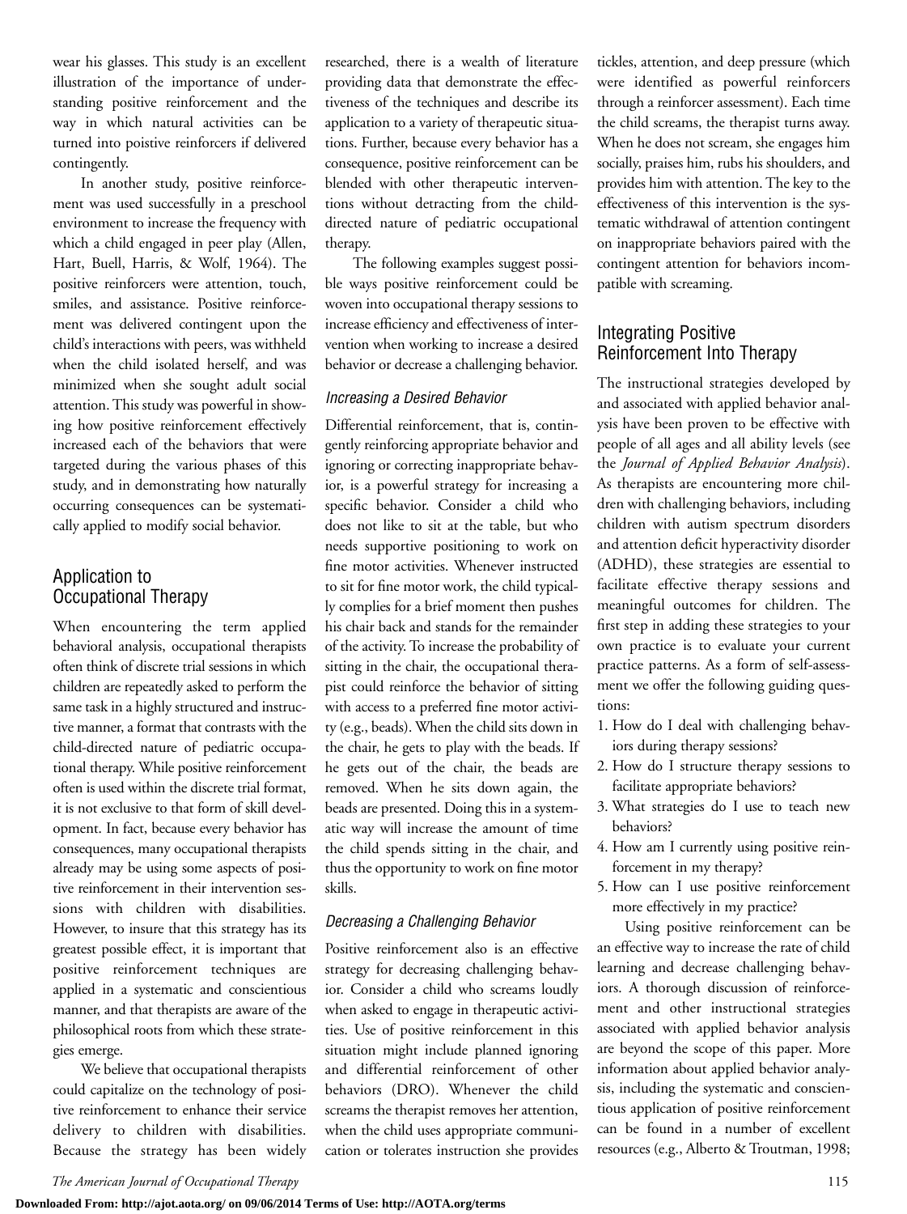wear his glasses. This study is an excellent illustration of the importance of understanding positive reinforcement and the way in which natural activities can be turned into poistive reinforcers if delivered contingently.

In another study, positive reinforcement was used successfully in a preschool environment to increase the frequency with which a child engaged in peer play (Allen, Hart, Buell, Harris, & Wolf, 1964). The positive reinforcers were attention, touch, smiles, and assistance. Positive reinforcement was delivered contingent upon the child's interactions with peers, was withheld when the child isolated herself, and was minimized when she sought adult social attention. This study was powerful in showing how positive reinforcement effectively increased each of the behaviors that were targeted during the various phases of this study, and in demonstrating how naturally occurring consequences can be systematically applied to modify social behavior.

## Application to Occupational Therapy

When encountering the term applied behavioral analysis, occupational therapists often think of discrete trial sessions in which children are repeatedly asked to perform the same task in a highly structured and instructive manner, a format that contrasts with the child-directed nature of pediatric occupational therapy. While positive reinforcement often is used within the discrete trial format, it is not exclusive to that form of skill development. In fact, because every behavior has consequences, many occupational therapists already may be using some aspects of positive reinforcement in their intervention sessions with children with disabilities. However, to insure that this strategy has its greatest possible effect, it is important that positive reinforcement techniques are applied in a systematic and conscientious manner, and that therapists are aware of the philosophical roots from which these strategies emerge.

We believe that occupational therapists could capitalize on the technology of positive reinforcement to enhance their service delivery to children with disabilities. Because the strategy has been widely researched, there is a wealth of literature providing data that demonstrate the effectiveness of the techniques and describe its application to a variety of therapeutic situations. Further, because every behavior has a consequence, positive reinforcement can be blended with other therapeutic interventions without detracting from the child-directed nature of pediatric occupational therapy.

The following examples suggest possible ways positive reinforcement could be woven into occupational therapy sessions to increase efficiency and effectiveness of intervention when working to increase a desired behavior or decrease a challenging behavior.

### *Increasing a Desired Behavior*

Differential reinforcement, that is, contingently reinforcing appropriate behavior and ignoring or correcting inappropriate behavior, is a powerful strategy for increasing a specific behavior. Consider a child who does not like to sit at the table, but who needs supportive positioning to work on fine motor activities. Whenever instructed to sit for fine motor work, the child typically complies for a brief moment then pushes his chair back and stands for the remainder of the activity. To increase the probability of sitting in the chair, the occupational therapist could reinforce the behavior of sitting with access to a preferred fine motor activity (e.g., beads). When the child sits down in the chair, he gets to play with the beads. If he gets out of the chair, the beads are removed. When he sits down again, the beads are presented. Doing this in a systematic way will increase the amount of time the child spends sitting in the chair, and thus the opportunity to work on fine motor skills.

### *Decreasing a Challenging Behavior*

Positive reinforcement also is an effective strategy for decreasing challenging behavior. Consider a child who screams loudly when asked to engage in therapeutic activities. Use of positive reinforcement in this situation might include planned ignoring and differential reinforcement of other behaviors (DRO). Whenever the child screams the therapist removes her attention, when the child uses appropriate communication or tolerates instruction she provides tickles, attention, and deep pressure (which were identified as powerful reinforcers through a reinforcer assessment). Each time the child screams, the therapist turns away. When he does not scream, she engages him socially, praises him, rubs his shoulders, and provides him with attention. The key to the effectiveness of this intervention is the systematic withdrawal of attention contingent on inappropriate behaviors paired with the contingent attention for behaviors incompatible with screaming.

## Integrating Positive Reinforcement Into Therapy

The instructional strategies developed by and associated with applied behavior analysis have been proven to be effective with people of all ages and all ability levels (see the *Journal of Applied Behavior Analysis*). As therapists are encountering more children with challenging behaviors, including children with autism spectrum disorders and attention deficit hyperactivity disorder (ADHD), these strategies are essential to facilitate effective therapy sessions and meaningful outcomes for children. The first step in adding these strategies to your own practice is to evaluate your current practice patterns. As a form of self-assessment we offer the following guiding questions:

1. How do I deal with challenging behaviors during therapy sessions?
2. How do I structure therapy sessions to facilitate appropriate behaviors?
3. What strategies do I use to teach new behaviors?
4. How am I currently using positive reinforcement in my therapy?
5. How can I use positive reinforcement more effectively in my practice?

Using positive reinforcement can be an effective way to increase the rate of child learning and decrease challenging behaviors. A thorough discussion of reinforcement and other instructional strategies associated with applied behavior analysis are beyond the scope of this paper. More information about applied behavior analysis, including the systematic and conscientious application of positive reinforcement can be found in a number of excellent resources (e.g., Alberto & Troutman, 1998;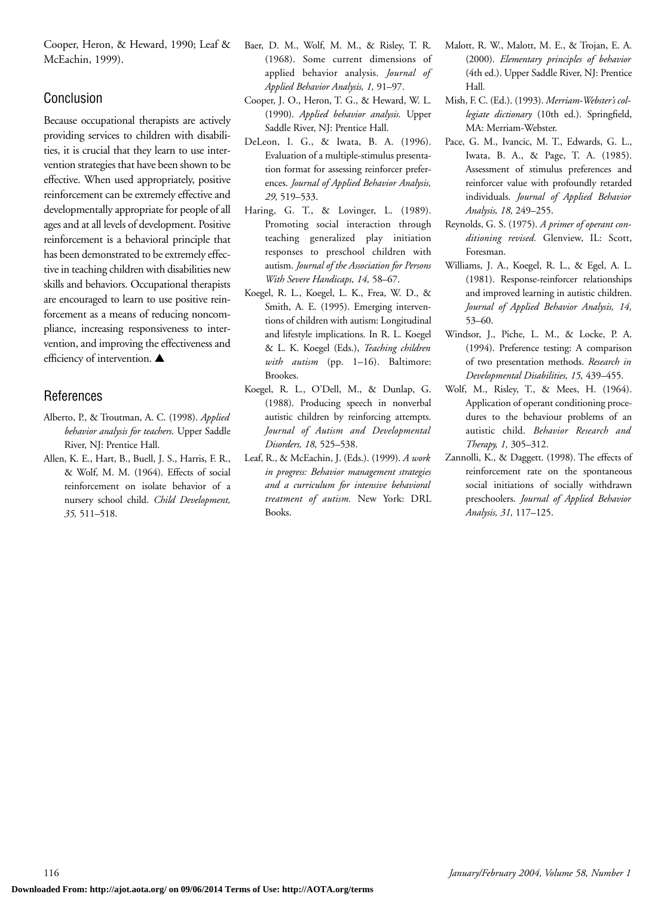Cooper, Heron, & Heward, 1990; Leaf & McEachin, 1999).

## Conclusion

Because occupational therapists are actively providing services to children with disabilities, it is crucial that they learn to use intervention strategies that have been shown to be effective. When used appropriately, positive reinforcement can be extremely effective and developmentally appropriate for people of all ages and at all levels of development. Positive reinforcement is a behavioral principle that has been demonstrated to be extremely effective in teaching children with disabilities new skills and behaviors. Occupational therapists are encouraged to learn to use positive reinforcement as a means of reducing noncompliance, increasing responsiveness to intervention, and improving the effectiveness and efficiency of intervention. ▲

## References

Alberto, P., & Troutman, A. C. (1998). *Applied behavior analysis for teachers.* Upper Saddle River, NJ: Prentice Hall.

Allen, K. E., Hart, B., Buell, J. S., Harris, F. R., & Wolf, M. M. (1964). Effects of social reinforcement on isolate behavior of a nursery school child. *Child Development, 35,* 511–518.

Baer, D. M., Wolf, M. M., & Risley, T. R. (1968). Some current dimensions of applied behavior analysis. *Journal of Applied Behavior Analysis, 1,* 91–97.

Cooper, J. O., Heron, T. G., & Heward, W. L. (1990). *Applied behavior analysis.* Upper Saddle River, NJ: Prentice Hall.

DeLeon, I. G., & Iwata, B. A. (1996). Evaluation of a multiple-stimulus presentation format for assessing reinforcer preferences. *Journal of Applied Behavior Analysis, 29,* 519–533.

Haring, G. T., & Lovinger, L. (1989). Promoting social interaction through teaching generalized play initiation responses to preschool children with autism. *Journal of the Association for Persons With Severe Handicaps, 14,* 58–67.

Koegel, R. L., Koegel, L. K., Frea, W. D., & Smith, A. E. (1995). Emerging interventions of children with autism: Longitudinal and lifestyle implications. In R. L. Koegel & L. K. Koegel (Eds.), *Teaching children with autism* (pp. 1–16). Baltimore: Brookes.

Koegel, R. L., O'Dell, M., & Dunlap, G. (1988). Producing speech in nonverbal autistic children by reinforcing attempts. *Journal of Autism and Developmental Disorders, 18,* 525–538.

Leaf, R., & McEachin, J. (Eds.). (1999). *A work in progress: Behavior management strategies and a curriculum for intensive behavioral treatment of autism.* New York: DRL Books.

Malott, R. W., Malott, M. E., & Trojan, E. A. (2000). *Elementary principles of behavior* (4th ed.). Upper Saddle River, NJ: Prentice Hall.

Mish, F. C. (Ed.). (1993). *Merriam-Webster's collegiate dictionary* (10th ed.). Springfield, MA: Merriam-Webster.

Pace, G. M., Ivancic, M. T., Edwards, G. L., Iwata, B. A., & Page, T. A. (1985). Assessment of stimulus preferences and reinforcer value with profoundly retarded individuals. *Journal of Applied Behavior Analysis, 18,* 249–255.

Reynolds, G. S. (1975). *A primer of operant conditioning revised.* Glenview, IL: Scott, Foresman.

Williams, J. A., Koegel, R. L., & Egel, A. L. (1981). Response-reinforcer relationships and improved learning in autistic children. *Journal of Applied Behavior Analysis, 14,* 53–60.

Windsor, J., Piche, L. M., & Locke, P. A. (1994). Preference testing: A comparison of two presentation methods. *Research in Developmental Disabilities, 15,* 439–455.

Wolf, M., Risley, T., & Mees, H. (1964). Application of operant conditioning procedures to the behaviour problems of an autistic child. *Behavior Research and Therapy, 1,* 305–312.

Zannolli, K., & Daggett. (1998). The effects of reinforcement rate on the spontaneous social initiations of socially withdrawn preschoolers. *Journal of Applied Behavior Analysis, 31,* 117–125.